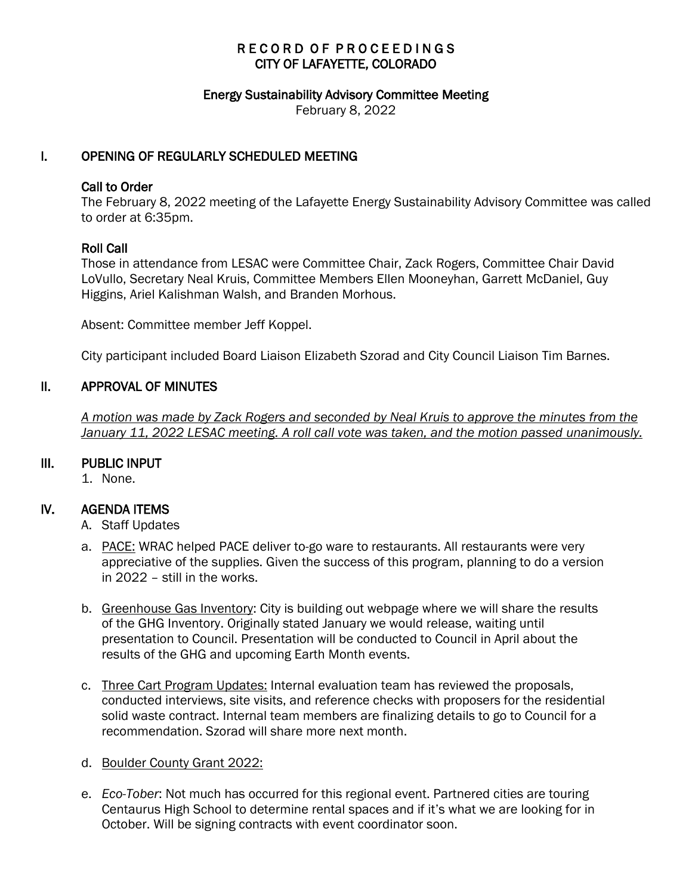# RECORD OF PROCEEDINGS
# CITY OF LAFAYETTE, COLORADO

## Energy Sustainability Advisory Committee Meeting

February 8, 2022

## I. OPENING OF REGULARLY SCHEDULED MEETING

### Call to Order

The February 8, 2022 meeting of the Lafayette Energy Sustainability Advisory Committee was called to order at 6:35pm.

### Roll Call

Those in attendance from LESAC were Committee Chair, Zack Rogers, Committee Chair David LoVullo, Secretary Neal Kruis, Committee Members Ellen Mooneyhan, Garrett McDaniel, Guy Higgins, Ariel Kalishman Walsh, and Branden Morhous.

Absent: Committee member Jeff Koppel.

City participant included Board Liaison Elizabeth Szorad and City Council Liaison Tim Barnes.

## II. APPROVAL OF MINUTES

*A motion was made by Zack Rogers and seconded by Neal Kruis to approve the minutes from the January 11, 2022 LESAC meeting. A roll call vote was taken, and the motion passed unanimously.*

## III. PUBLIC INPUT

1. None.

## IV. AGENDA ITEMS

A. Staff Updates

a. PACE: WRAC helped PACE deliver to-go ware to restaurants. All restaurants were very appreciative of the supplies. Given the success of this program, planning to do a version in 2022 – still in the works.

b. Greenhouse Gas Inventory: City is building out webpage where we will share the results of the GHG Inventory. Originally stated January we would release, waiting until presentation to Council. Presentation will be conducted to Council in April about the results of the GHG and upcoming Earth Month events.

c. Three Cart Program Updates: Internal evaluation team has reviewed the proposals, conducted interviews, site visits, and reference checks with proposers for the residential solid waste contract. Internal team members are finalizing details to go to Council for a recommendation. Szorad will share more next month.

d. Boulder County Grant 2022:

e. *Eco-Tober*: Not much has occurred for this regional event. Partnered cities are touring Centaurus High School to determine rental spaces and if it's what we are looking for in October. Will be signing contracts with event coordinator soon.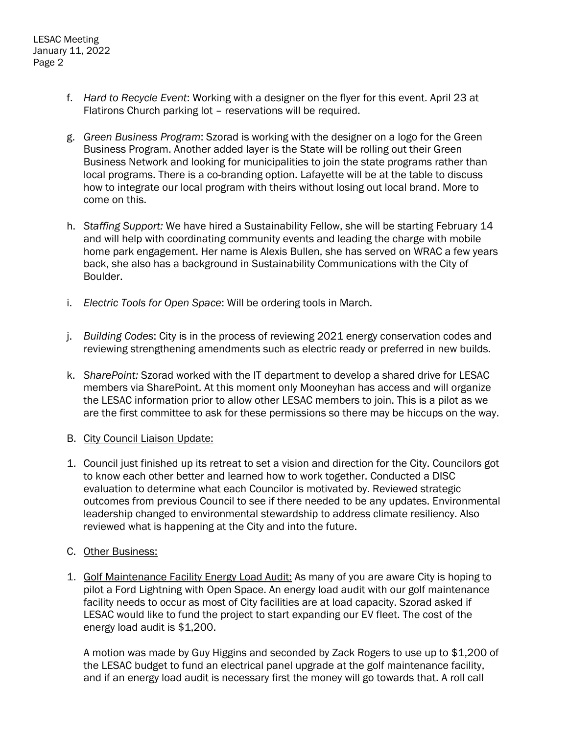f. *Hard to Recycle Event*: Working with a designer on the flyer for this event. April 23 at Flatirons Church parking lot – reservations will be required.

g. *Green Business Program*: Szorad is working with the designer on a logo for the Green Business Program. Another added layer is the State will be rolling out their Green Business Network and looking for municipalities to join the state programs rather than local programs. There is a co-branding option. Lafayette will be at the table to discuss how to integrate our local program with theirs without losing out local brand. More to come on this.

h. *Staffing Support:* We have hired a Sustainability Fellow, she will be starting February 14 and will help with coordinating community events and leading the charge with mobile home park engagement. Her name is Alexis Bullen, she has served on WRAC a few years back, she also has a background in Sustainability Communications with the City of Boulder.

i. *Electric Tools for Open Space*: Will be ordering tools in March.

j. *Building Codes*: City is in the process of reviewing 2021 energy conservation codes and reviewing strengthening amendments such as electric ready or preferred in new builds.

k. *SharePoint:* Szorad worked with the IT department to develop a shared drive for LESAC members via SharePoint. At this moment only Mooneyhan has access and will organize the LESAC information prior to allow other LESAC members to join. This is a pilot as we are the first committee to ask for these permissions so there may be hiccups on the way.

B. <u>City Council Liaison Update:</u>

1. Council just finished up its retreat to set a vision and direction for the City. Councilors got to know each other better and learned how to work together. Conducted a DISC evaluation to determine what each Councilor is motivated by. Reviewed strategic outcomes from previous Council to see if there needed to be any updates. Environmental leadership changed to environmental stewardship to address climate resiliency. Also reviewed what is happening at the City and into the future.

C. <u>Other Business:</u>

1. <u>Golf Maintenance Facility Energy Load Audit:</u> As many of you are aware City is hoping to pilot a Ford Lightning with Open Space. An energy load audit with our golf maintenance facility needs to occur as most of City facilities are at load capacity. Szorad asked if LESAC would like to fund the project to start expanding our EV fleet. The cost of the energy load audit is $1,200.

   A motion was made by Guy Higgins and seconded by Zack Rogers to use up to $1,200 of the LESAC budget to fund an electrical panel upgrade at the golf maintenance facility, and if an energy load audit is necessary first the money will go towards that. A roll call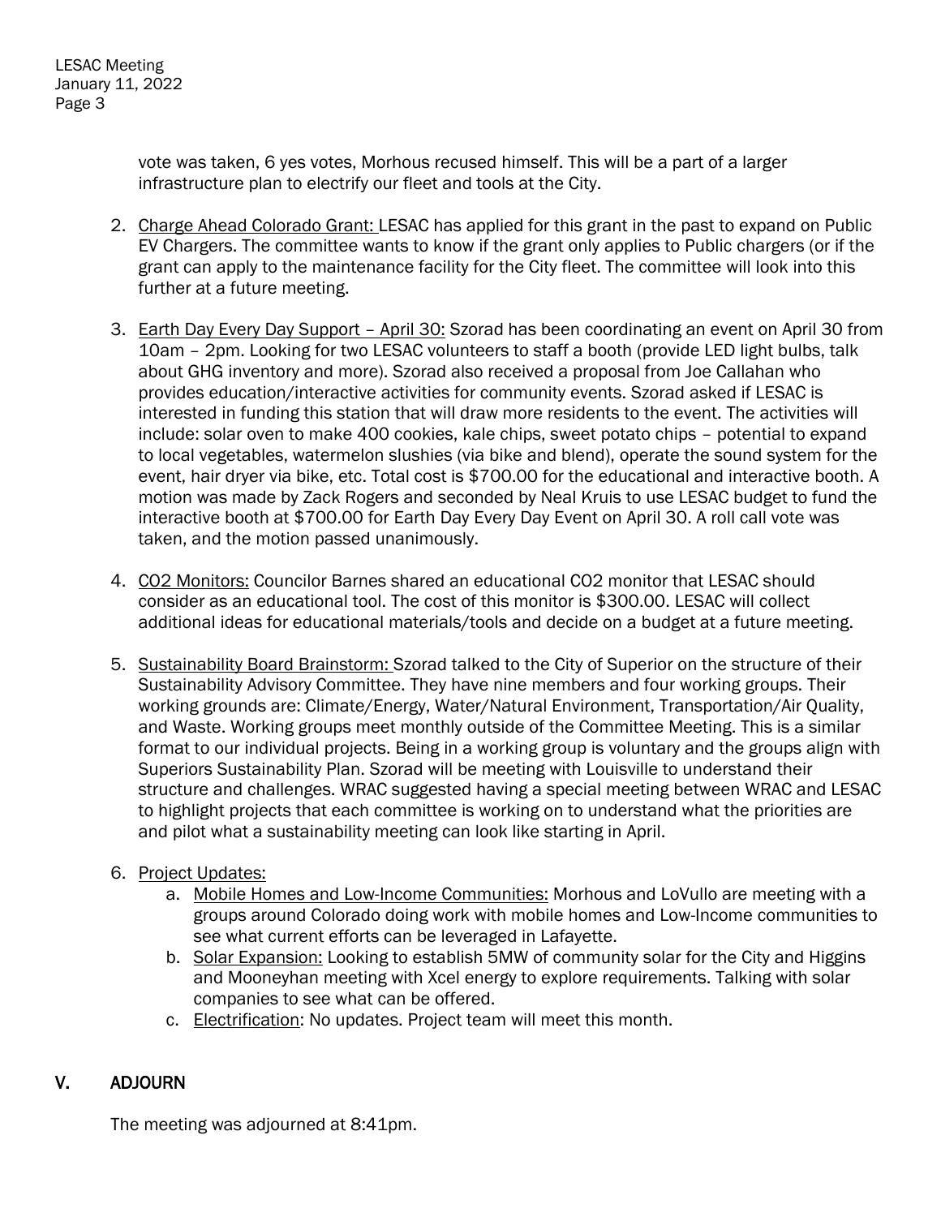vote was taken, 6 yes votes, Morhous recused himself. This will be a part of a larger infrastructure plan to electrify our fleet and tools at the City.

2. Charge Ahead Colorado Grant: LESAC has applied for this grant in the past to expand on Public EV Chargers. The committee wants to know if the grant only applies to Public chargers (or if the grant can apply to the maintenance facility for the City fleet. The committee will look into this further at a future meeting.

3. Earth Day Every Day Support – April 30: Szorad has been coordinating an event on April 30 from 10am – 2pm. Looking for two LESAC volunteers to staff a booth (provide LED light bulbs, talk about GHG inventory and more). Szorad also received a proposal from Joe Callahan who provides education/interactive activities for community events. Szorad asked if LESAC is interested in funding this station that will draw more residents to the event. The activities will include: solar oven to make 400 cookies, kale chips, sweet potato chips – potential to expand to local vegetables, watermelon slushies (via bike and blend), operate the sound system for the event, hair dryer via bike, etc. Total cost is $700.00 for the educational and interactive booth. A motion was made by Zack Rogers and seconded by Neal Kruis to use LESAC budget to fund the interactive booth at $700.00 for Earth Day Every Day Event on April 30. A roll call vote was taken, and the motion passed unanimously.

4. CO2 Monitors: Councilor Barnes shared an educational CO2 monitor that LESAC should consider as an educational tool. The cost of this monitor is $300.00. LESAC will collect additional ideas for educational materials/tools and decide on a budget at a future meeting.

5. Sustainability Board Brainstorm: Szorad talked to the City of Superior on the structure of their Sustainability Advisory Committee. They have nine members and four working groups. Their working grounds are: Climate/Energy, Water/Natural Environment, Transportation/Air Quality, and Waste. Working groups meet monthly outside of the Committee Meeting. This is a similar format to our individual projects. Being in a working group is voluntary and the groups align with Superiors Sustainability Plan. Szorad will be meeting with Louisville to understand their structure and challenges. WRAC suggested having a special meeting between WRAC and LESAC to highlight projects that each committee is working on to understand what the priorities are and pilot what a sustainability meeting can look like starting in April.

6. Project Updates:
    a. Mobile Homes and Low-Income Communities: Morhous and LoVullo are meeting with a groups around Colorado doing work with mobile homes and Low-Income communities to see what current efforts can be leveraged in Lafayette.
    b. Solar Expansion: Looking to establish 5MW of community solar for the City and Higgins and Mooneyhan meeting with Xcel energy to explore requirements. Talking with solar companies to see what can be offered.
    c. Electrification: No updates. Project team will meet this month.

## V. ADJOURN

The meeting was adjourned at 8:41pm.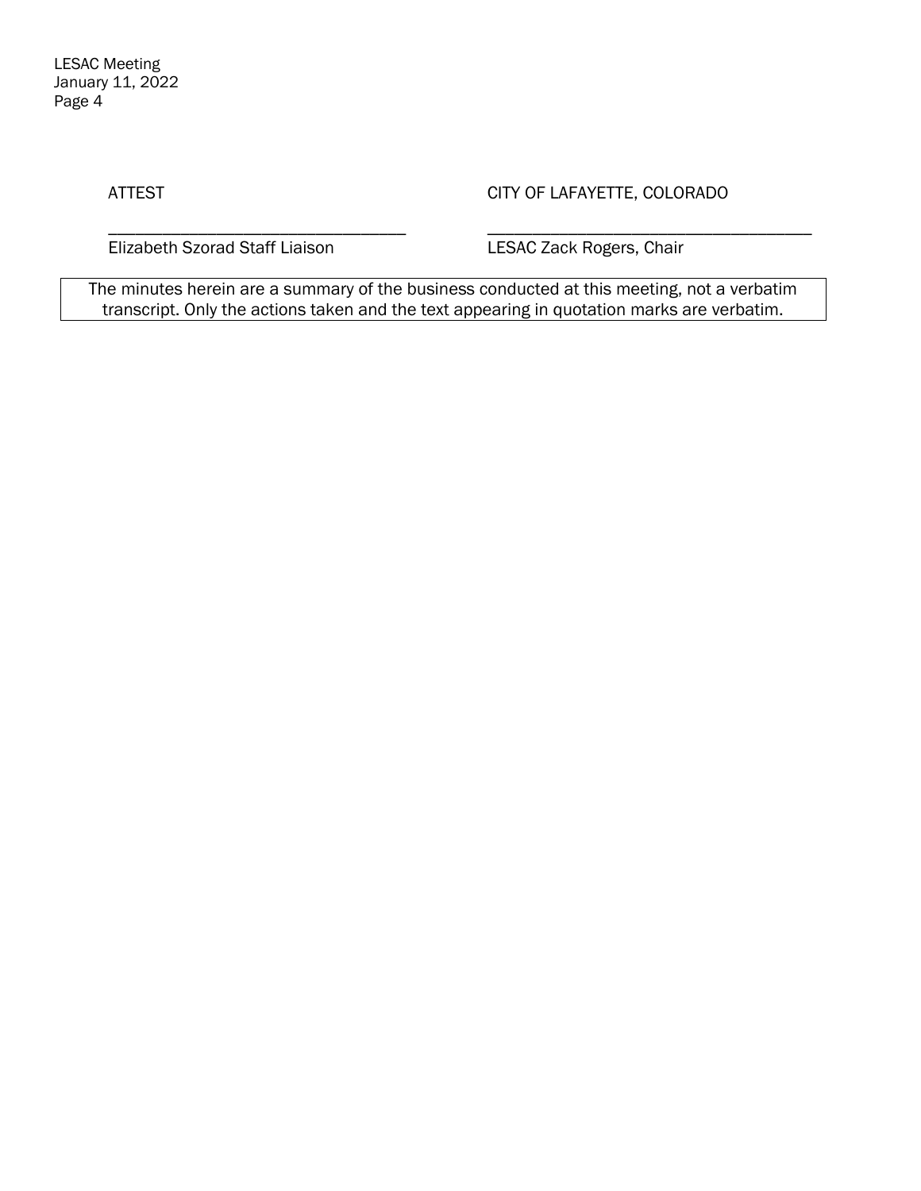ATTEST

\_\_\_\_\_\_\_\_\_\_\_\_\_\_\_\_\_\_\_\_\_\_\_\_\_\_\_\_\_\_\_\_\_\_

Elizabeth Szorad Staff Liaison

CITY OF LAFAYETTE, COLORADO

\_\_\_\_\_\_\_\_\_\_\_\_\_\_\_\_\_\_\_\_\_\_\_\_\_\_\_\_\_\_\_\_\_\_\_\_\_\_

LESAC Zack Rogers, Chair

| |
|---|
| The minutes herein are a summary of the business conducted at this meeting, not a verbatim transcript. Only the actions taken and the text appearing in quotation marks are verbatim. |